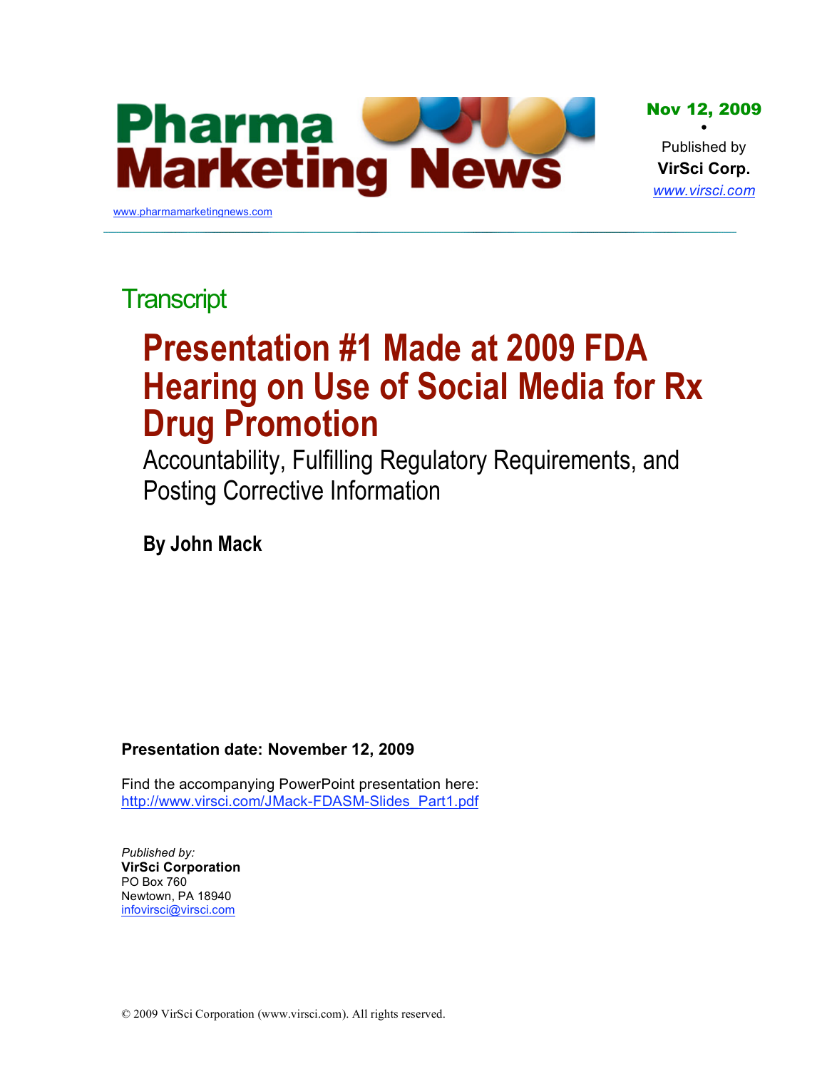Pharma Marketing News

www.pharmamarketingnews.com

**Nov 12, 2009**

Published by
**VirSci Corp.**
www.virsci.com

## Transcript

# Presentation #1 Made at 2009 FDA Hearing on Use of Social Media for Rx Drug Promotion

Accountability, Fulfilling Regulatory Requirements, and Posting Corrective Information

**By John Mack**

**Presentation date: November 12, 2009**

Find the accompanying PowerPoint presentation here:
http://www.virsci.com/JMack-FDASM-Slides_Part1.pdf

*Published by:*
**VirSci Corporation**
PO Box 760
Newtown, PA 18940
infovirsci@virsci.com

© 2009 VirSci Corporation (www.virsci.com). All rights reserved.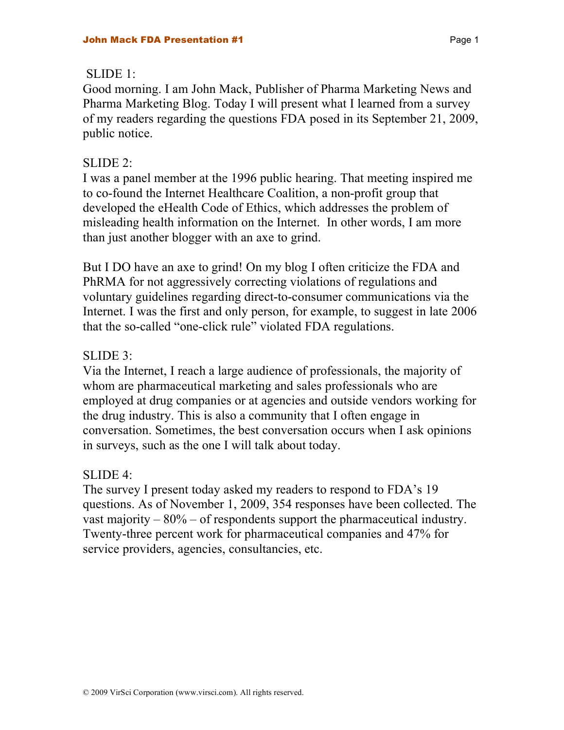SLIDE 1:

Good morning. I am John Mack, Publisher of Pharma Marketing News and Pharma Marketing Blog. Today I will present what I learned from a survey of my readers regarding the questions FDA posed in its September 21, 2009, public notice.

SLIDE 2:

I was a panel member at the 1996 public hearing. That meeting inspired me to co-found the Internet Healthcare Coalition, a non-profit group that developed the eHealth Code of Ethics, which addresses the problem of misleading health information on the Internet. In other words, I am more than just another blogger with an axe to grind.

But I DO have an axe to grind! On my blog I often criticize the FDA and PhRMA for not aggressively correcting violations of regulations and voluntary guidelines regarding direct-to-consumer communications via the Internet. I was the first and only person, for example, to suggest in late 2006 that the so-called "one-click rule" violated FDA regulations.

SLIDE 3:

Via the Internet, I reach a large audience of professionals, the majority of whom are pharmaceutical marketing and sales professionals who are employed at drug companies or at agencies and outside vendors working for the drug industry. This is also a community that I often engage in conversation. Sometimes, the best conversation occurs when I ask opinions in surveys, such as the one I will talk about today.

SLIDE 4:

The survey I present today asked my readers to respond to FDA's 19 questions. As of November 1, 2009, 354 responses have been collected. The vast majority – 80% – of respondents support the pharmaceutical industry. Twenty-three percent work for pharmaceutical companies and 47% for service providers, agencies, consultancies, etc.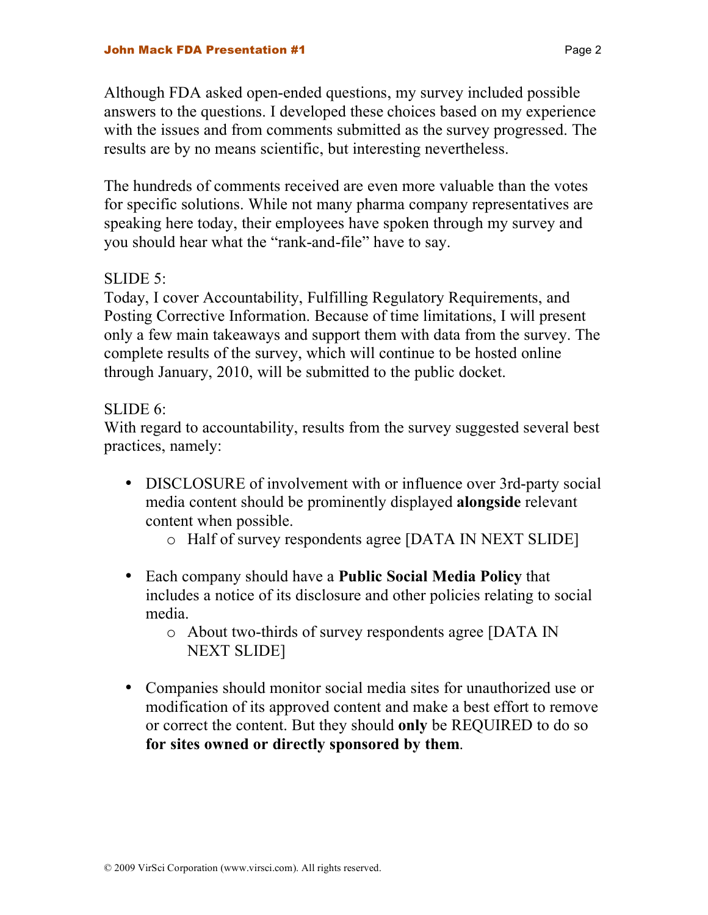Although FDA asked open-ended questions, my survey included possible answers to the questions. I developed these choices based on my experience with the issues and from comments submitted as the survey progressed. The results are by no means scientific, but interesting nevertheless.

The hundreds of comments received are even more valuable than the votes for specific solutions. While not many pharma company representatives are speaking here today, their employees have spoken through my survey and you should hear what the "rank-and-file" have to say.

SLIDE 5:
Today, I cover Accountability, Fulfilling Regulatory Requirements, and Posting Corrective Information. Because of time limitations, I will present only a few main takeaways and support them with data from the survey. The complete results of the survey, which will continue to be hosted online through January, 2010, will be submitted to the public docket.

SLIDE 6:
With regard to accountability, results from the survey suggested several best practices, namely:

- DISCLOSURE of involvement with or influence over 3rd-party social media content should be prominently displayed **alongside** relevant content when possible.
    - Half of survey respondents agree [DATA IN NEXT SLIDE]

- Each company should have a **Public Social Media Policy** that includes a notice of its disclosure and other policies relating to social media.
    - About two-thirds of survey respondents agree [DATA IN NEXT SLIDE]

- Companies should monitor social media sites for unauthorized use or modification of its approved content and make a best effort to remove or correct the content. But they should **only** be REQUIRED to do so **for sites owned or directly sponsored by them**.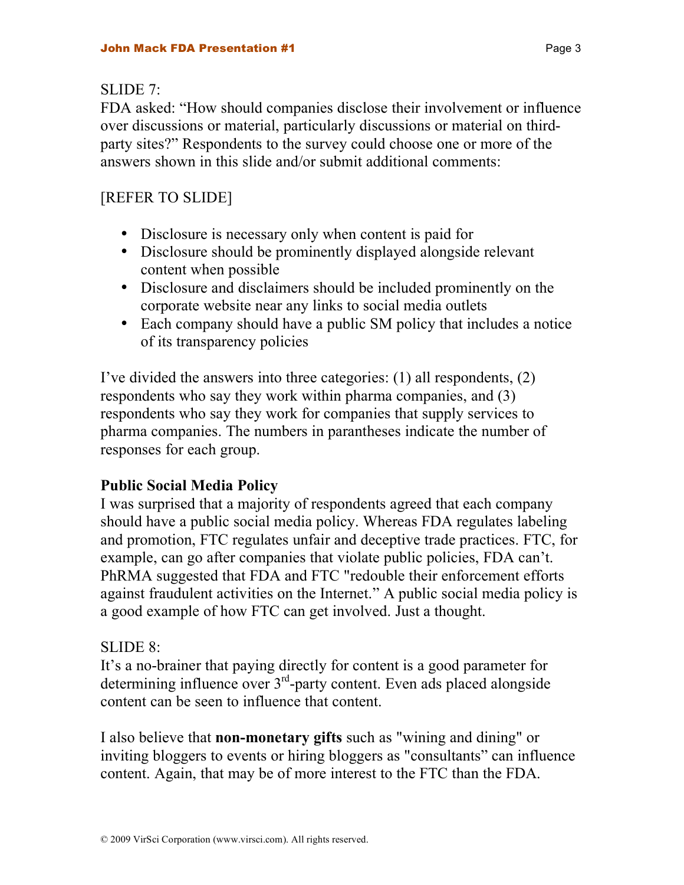SLIDE 7:
FDA asked: "How should companies disclose their involvement or influence over discussions or material, particularly discussions or material on third-party sites?" Respondents to the survey could choose one or more of the answers shown in this slide and/or submit additional comments:

[REFER TO SLIDE]

- Disclosure is necessary only when content is paid for
- Disclosure should be prominently displayed alongside relevant content when possible
- Disclosure and disclaimers should be included prominently on the corporate website near any links to social media outlets
- Each company should have a public SM policy that includes a notice of its transparency policies

I've divided the answers into three categories: (1) all respondents, (2) respondents who say they work within pharma companies, and (3) respondents who say they work for companies that supply services to pharma companies. The numbers in parantheses indicate the number of responses for each group.

**Public Social Media Policy**
I was surprised that a majority of respondents agreed that each company should have a public social media policy. Whereas FDA regulates labeling and promotion, FTC regulates unfair and deceptive trade practices. FTC, for example, can go after companies that violate public policies, FDA can't. PhRMA suggested that FDA and FTC "redouble their enforcement efforts against fraudulent activities on the Internet." A public social media policy is a good example of how FTC can get involved. Just a thought.

SLIDE 8:
It's a no-brainer that paying directly for content is a good parameter for determining influence over 3rd-party content. Even ads placed alongside content can be seen to influence that content.

I also believe that **non-monetary gifts** such as "wining and dining" or inviting bloggers to events or hiring bloggers as "consultants" can influence content. Again, that may be of more interest to the FTC than the FDA.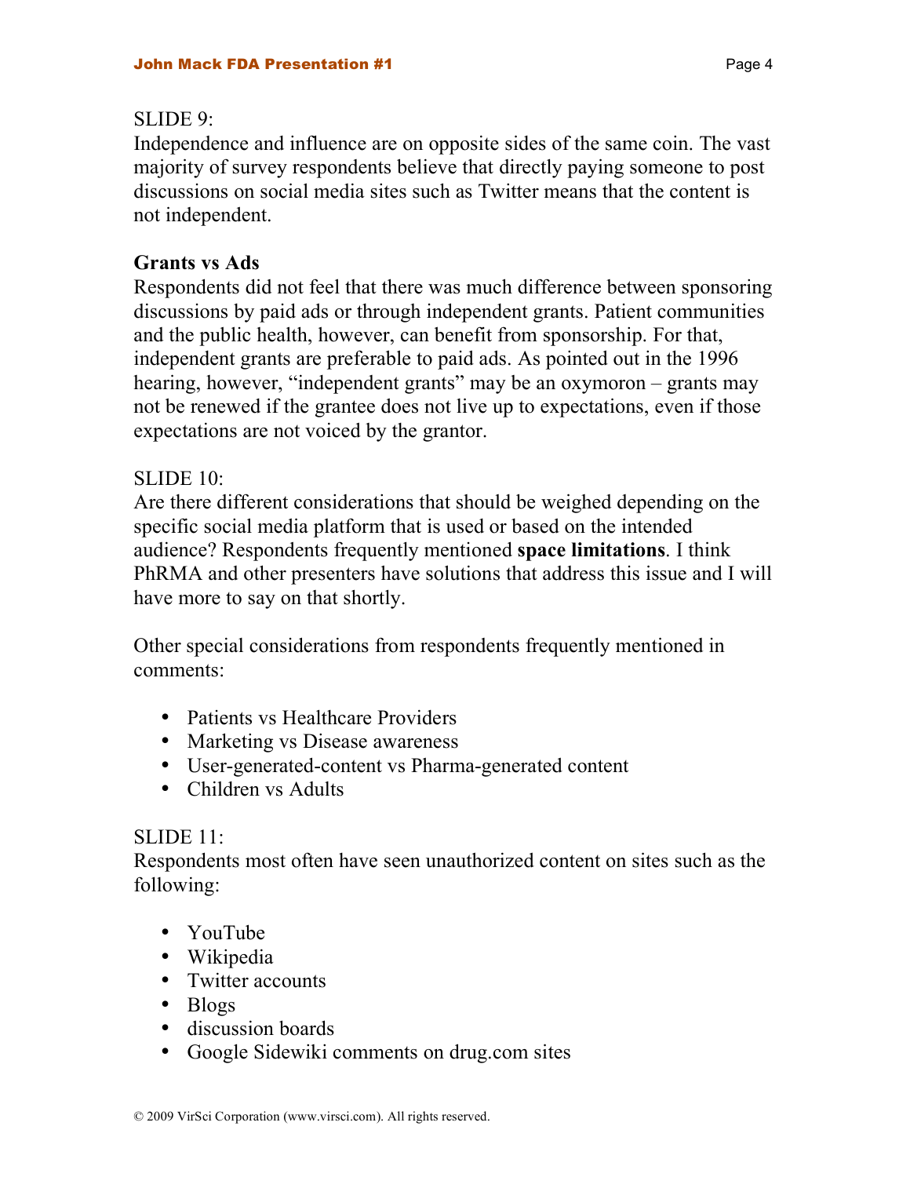SLIDE 9:
Independence and influence are on opposite sides of the same coin. The vast majority of survey respondents believe that directly paying someone to post discussions on social media sites such as Twitter means that the content is not independent.

**Grants vs Ads**
Respondents did not feel that there was much difference between sponsoring discussions by paid ads or through independent grants. Patient communities and the public health, however, can benefit from sponsorship. For that, independent grants are preferable to paid ads. As pointed out in the 1996 hearing, however, "independent grants" may be an oxymoron – grants may not be renewed if the grantee does not live up to expectations, even if those expectations are not voiced by the grantor.

SLIDE 10:
Are there different considerations that should be weighed depending on the specific social media platform that is used or based on the intended audience? Respondents frequently mentioned **space limitations**. I think PhRMA and other presenters have solutions that address this issue and I will have more to say on that shortly.

Other special considerations from respondents frequently mentioned in comments:

- Patients vs Healthcare Providers
- Marketing vs Disease awareness
- User-generated-content vs Pharma-generated content
- Children vs Adults

SLIDE 11:
Respondents most often have seen unauthorized content on sites such as the following:

- YouTube
- Wikipedia
- Twitter accounts
- Blogs
- discussion boards
- Google Sidewiki comments on drug.com sites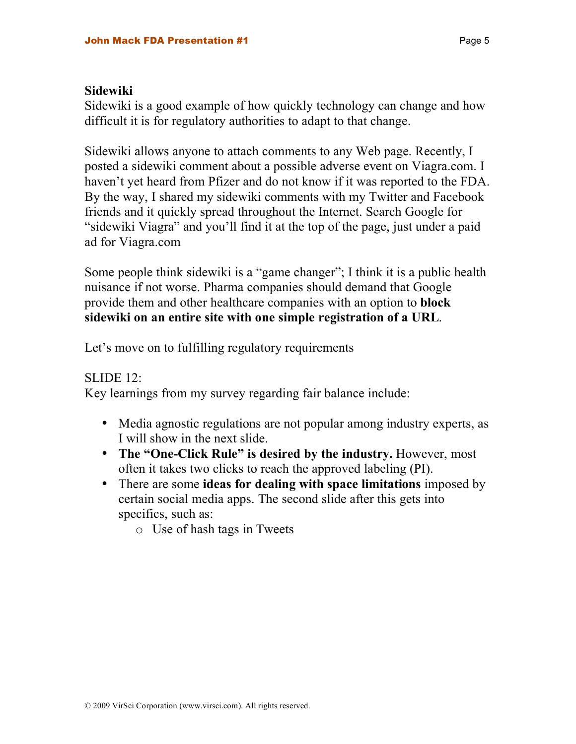**Sidewiki**

Sidewiki is a good example of how quickly technology can change and how difficult it is for regulatory authorities to adapt to that change.

Sidewiki allows anyone to attach comments to any Web page. Recently, I posted a sidewiki comment about a possible adverse event on Viagra.com. I haven't yet heard from Pfizer and do not know if it was reported to the FDA. By the way, I shared my sidewiki comments with my Twitter and Facebook friends and it quickly spread throughout the Internet. Search Google for "sidewiki Viagra" and you'll find it at the top of the page, just under a paid ad for Viagra.com

Some people think sidewiki is a "game changer"; I think it is a public health nuisance if not worse. Pharma companies should demand that Google provide them and other healthcare companies with an option to **block sidewiki on an entire site with one simple registration of a URL**.

Let's move on to fulfilling regulatory requirements

SLIDE 12:
Key learnings from my survey regarding fair balance include:

- Media agnostic regulations are not popular among industry experts, as I will show in the next slide.
- **The "One-Click Rule" is desired by the industry.** However, most often it takes two clicks to reach the approved labeling (PI).
- There are some **ideas for dealing with space limitations** imposed by certain social media apps. The second slide after this gets into specifics, such as:
  - Use of hash tags in Tweets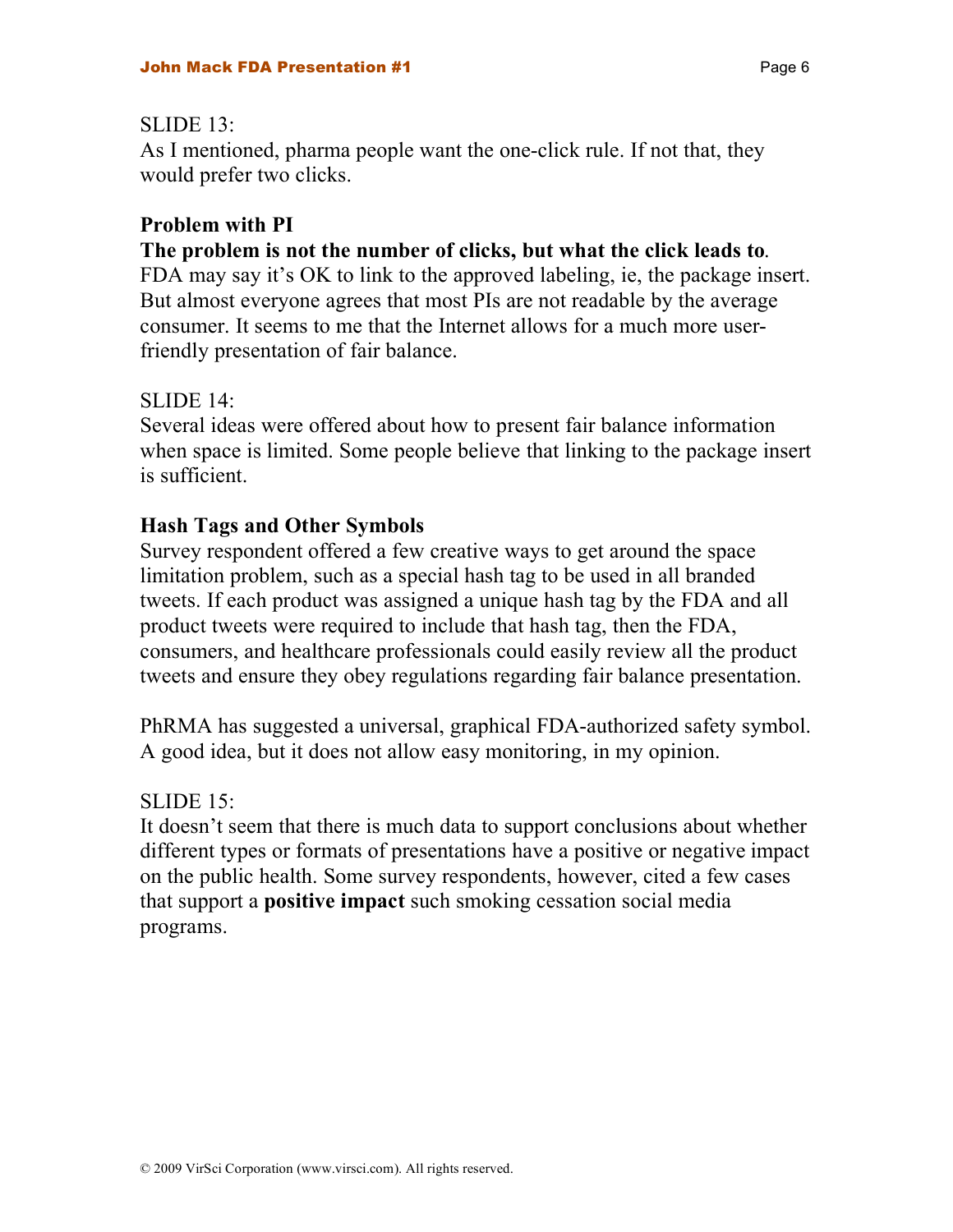SLIDE 13:
As I mentioned, pharma people want the one-click rule. If not that, they would prefer two clicks.

**Problem with PI**

**The problem is not the number of clicks, but what the click leads to**. FDA may say it's OK to link to the approved labeling, ie, the package insert. But almost everyone agrees that most PIs are not readable by the average consumer. It seems to me that the Internet allows for a much more user-friendly presentation of fair balance.

SLIDE 14:
Several ideas were offered about how to present fair balance information when space is limited. Some people believe that linking to the package insert is sufficient.

**Hash Tags and Other Symbols**

Survey respondent offered a few creative ways to get around the space limitation problem, such as a special hash tag to be used in all branded tweets. If each product was assigned a unique hash tag by the FDA and all product tweets were required to include that hash tag, then the FDA, consumers, and healthcare professionals could easily review all the product tweets and ensure they obey regulations regarding fair balance presentation.

PhRMA has suggested a universal, graphical FDA-authorized safety symbol. A good idea, but it does not allow easy monitoring, in my opinion.

SLIDE 15:
It doesn't seem that there is much data to support conclusions about whether different types or formats of presentations have a positive or negative impact on the public health. Some survey respondents, however, cited a few cases that support a **positive impact** such smoking cessation social media programs.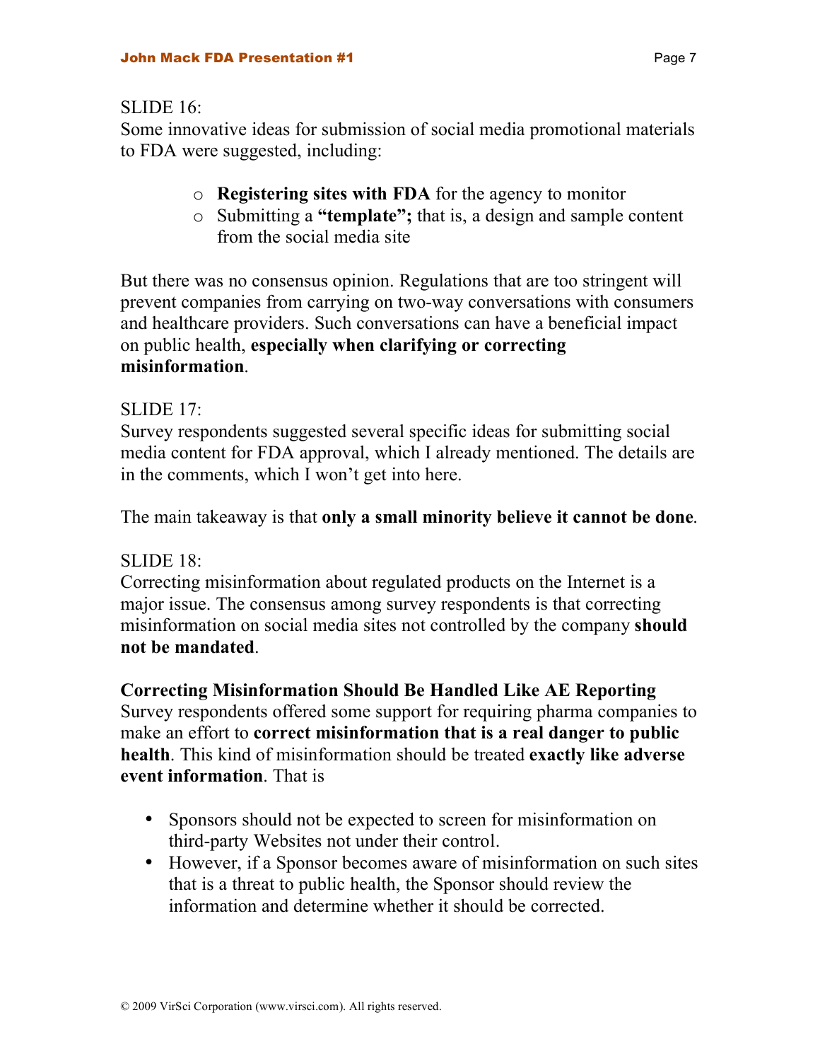SLIDE 16:
Some innovative ideas for submission of social media promotional materials to FDA were suggested, including:

- **Registering sites with FDA** for the agency to monitor
- Submitting a **"template";** that is, a design and sample content from the social media site

But there was no consensus opinion. Regulations that are too stringent will prevent companies from carrying on two-way conversations with consumers and healthcare providers. Such conversations can have a beneficial impact on public health, **especially when clarifying or correcting misinformation**.

SLIDE 17:
Survey respondents suggested several specific ideas for submitting social media content for FDA approval, which I already mentioned. The details are in the comments, which I won't get into here.

The main takeaway is that **only a small minority believe it cannot be done**.

SLIDE 18:
Correcting misinformation about regulated products on the Internet is a major issue. The consensus among survey respondents is that correcting misinformation on social media sites not controlled by the company **should not be mandated**.

**Correcting Misinformation Should Be Handled Like AE Reporting**
Survey respondents offered some support for requiring pharma companies to make an effort to **correct misinformation that is a real danger to public health**. This kind of misinformation should be treated **exactly like adverse event information**. That is

- Sponsors should not be expected to screen for misinformation on third-party Websites not under their control.
- However, if a Sponsor becomes aware of misinformation on such sites that is a threat to public health, the Sponsor should review the information and determine whether it should be corrected.

© 2009 VirSci Corporation (www.virsci.com). All rights reserved.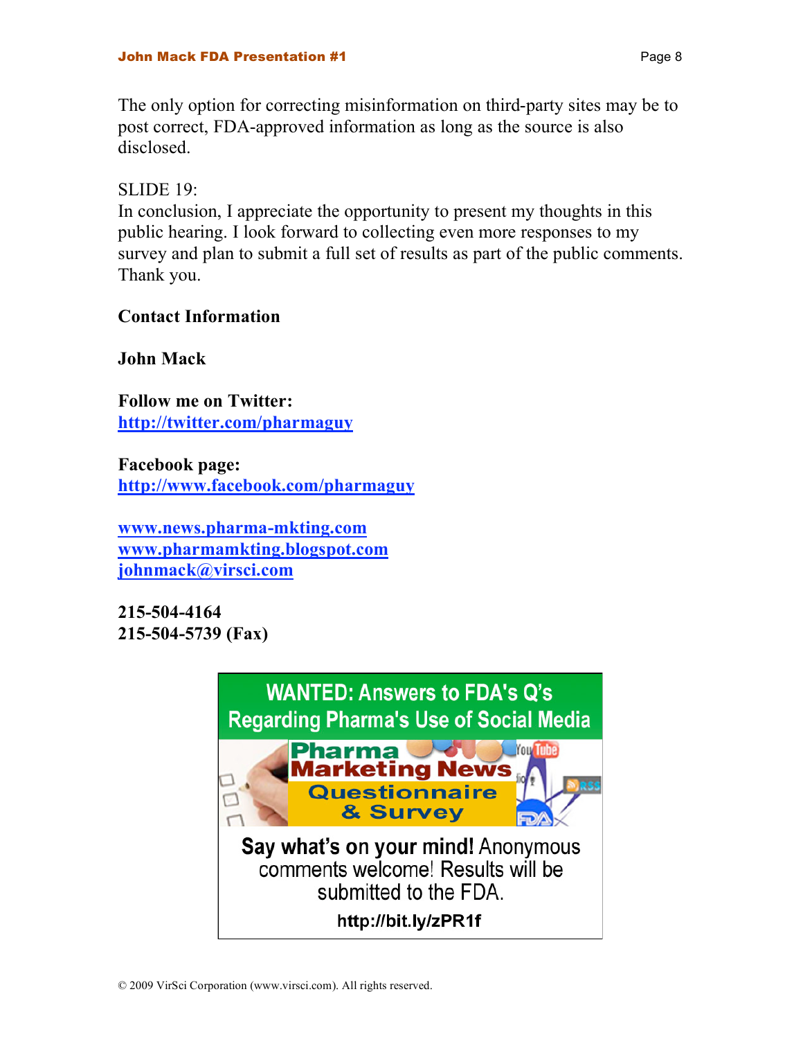The only option for correcting misinformation on third-party sites may be to post correct, FDA-approved information as long as the source is also disclosed.

SLIDE 19:
In conclusion, I appreciate the opportunity to present my thoughts in this public hearing. I look forward to collecting even more responses to my survey and plan to submit a full set of results as part of the public comments. Thank you.

**Contact Information**

**John Mack**

**Follow me on Twitter:**
**http://twitter.com/pharmaguy**

**Facebook page:**
**http://www.facebook.com/pharmaguy**

**www.news.pharma-mkting.com**
**www.pharmamkting.blogspot.com**
**johnmack@virsci.com**

**215-504-4164**
**215-504-5739 (Fax)**

WANTED: Answers to FDA's Q's Regarding Pharma's Use of Social Media

Pharma Marketing News Questionnaire & Survey

**Say what's on your mind!** Anonymous comments welcome! Results will be submitted to the FDA.

**http://bit.ly/zPR1f**

© 2009 VirSci Corporation (www.virsci.com). All rights reserved.